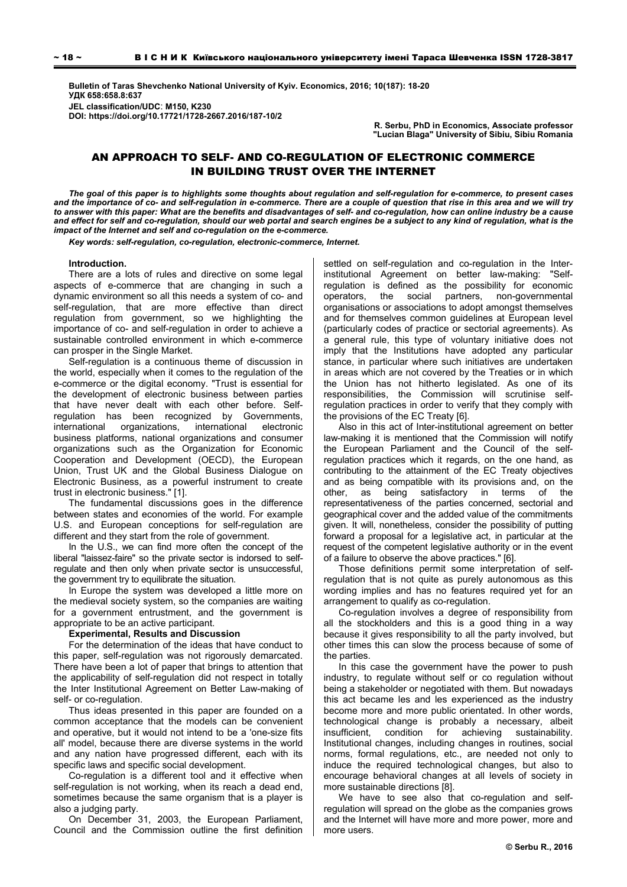Bulletin of Taras Shevchenko National University of Kyiv. Economics, 2016; 10(187): 18-20
УДК 658:658.8:637
JEL classification/UDC: M150, K230
DOI: https://doi.org/10.17721/1728-2667.2016/187-10/2

R. Serbu, PhD in Economics, Associate professor
"Lucian Blaga" University of Sibiu, Sibiu Romania

# AN APPROACH TO SELF- AND CO-REGULATION OF ELECTRONIC COMMERCE IN BUILDING TRUST OVER THE INTERNET

***The goal of this paper is to highlights some thoughts about regulation and self-regulation for e-commerce, to present cases and the importance of co- and self-regulation in e-commerce. There are a couple of question that rise in this area and we will try to answer with this paper: What are the benefits and disadvantages of self- and co-regulation, how can online industry be a cause and effect for self and co-regulation, should our web portal and search engines be a subject to any kind of regulation, what is the impact of the Internet and self and co-regulation on the e-commerce.***

***Key words: self-regulation, co-regulation, electronic-commerce, Internet.***

## Introduction.

There are a lots of rules and directive on some legal aspects of e-commerce that are changing in such a dynamic environment so all this needs a system of co- and self-regulation, that are more effective than direct regulation from government, so we highlighting the importance of co- and self-regulation in order to achieve a sustainable controlled environment in which e-commerce can prosper in the Single Market.

Self-regulation is a continuous theme of discussion in the world, especially when it comes to the regulation of the e-commerce or the digital economy. "Trust is essential for the development of electronic business between parties that have never dealt with each other before. Self-regulation has been recognized by Governments, international organizations, international electronic business platforms, national organizations and consumer organizations such as the Organization for Economic Cooperation and Development (OECD), the European Union, Trust UK and the Global Business Dialogue on Electronic Business, as a powerful instrument to create trust in electronic business." [1].

The fundamental discussions goes in the difference between states and economies of the world. For example U.S. and European conceptions for self-regulation are different and they start from the role of government.

In the U.S., we can find more often the concept of the liberal "laissez-faire" so the private sector is indorsed to self-regulate and then only when private sector is unsuccessful, the government try to equilibrate the situation.

In Europe the system was developed a little more on the medieval society system, so the companies are waiting for a government entrustment, and the government is appropriate to be an active participant.

## Experimental, Results and Discussion

For the determination of the ideas that have conduct to this paper, self-regulation was not rigorously demarcated. There have been a lot of paper that brings to attention that the applicability of self-regulation did not respect in totally the Inter Institutional Agreement on Better Law-making of self- or co-regulation.

Thus ideas presented in this paper are founded on a common acceptance that the models can be convenient and operative, but it would not intend to be a 'one-size fits all' model, because there are diverse systems in the world and any nation have progressed different, each with its specific laws and specific social development.

Co-regulation is a different tool and it effective when self-regulation is not working, when its reach a dead end, sometimes because the same organism that is a player is also a judging party.

On December 31, 2003, the European Parliament, Council and the Commission outline the first definition settled on self-regulation and co-regulation in the Inter-institutional Agreement on better law-making: "Self-regulation is defined as the possibility for economic operators, the social partners, non-governmental organisations or associations to adopt amongst themselves and for themselves common guidelines at European level (particularly codes of practice or sectorial agreements). As a general rule, this type of voluntary initiative does not imply that the Institutions have adopted any particular stance, in particular where such initiatives are undertaken in areas which are not covered by the Treaties or in which the Union has not hitherto legislated. As one of its responsibilities, the Commission will scrutinise self-regulation practices in order to verify that they comply with the provisions of the EC Treaty [6].

Also in this act of Inter-institutional agreement on better law-making it is mentioned that the Commission will notify the European Parliament and the Council of the self-regulation practices which it regards, on the one hand, as contributing to the attainment of the EC Treaty objectives and as being compatible with its provisions and, on the other, as being satisfactory in terms of the representativeness of the parties concerned, sectorial and geographical cover and the added value of the commitments given. It will, nonetheless, consider the possibility of putting forward a proposal for a legislative act, in particular at the request of the competent legislative authority or in the event of a failure to observe the above practices." [6].

Those definitions permit some interpretation of self-regulation that is not quite as purely autonomous as this wording implies and has no features required yet for an arrangement to qualify as co-regulation.

Co-regulation involves a degree of responsibility from all the stockholders and this is a good thing in a way because it gives responsibility to all the party involved, but other times this can slow the process because of some of the parties.

In this case the government have the power to push industry, to regulate without self or co regulation without being a stakeholder or negotiated with them. But nowadays this act became les and les experienced as the industry become more and more public orientated. In other words, technological change is probably a necessary, albeit insufficient, condition for achieving sustainability. Institutional changes, including changes in routines, social norms, formal regulations, etc., are needed not only to induce the required technological changes, but also to encourage behavioral changes at all levels of society in more sustainable directions [8].

We have to see also that co-regulation and self-regulation will spread on the globe as the companies grows and the Internet will have more and more power, more and more users.

© Serbu R., 2016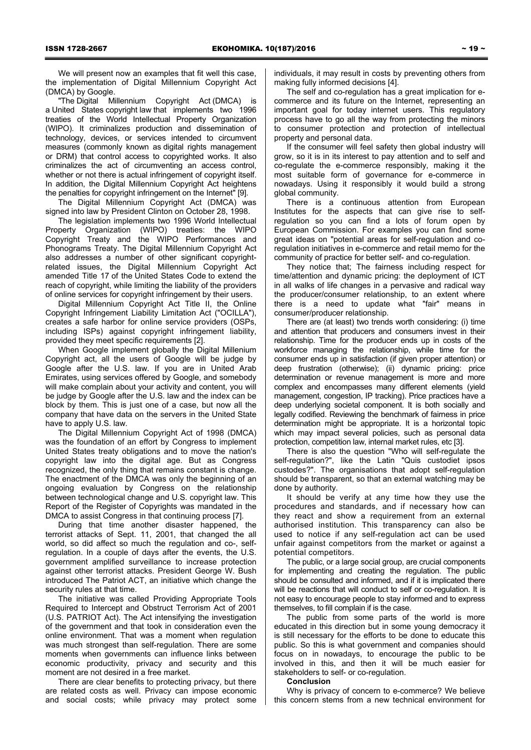We will present now an examples that fit well this case, the implementation of Digital Millennium Copyright Act (DMCA) by Google.

"The Digital Millennium Copyright Act (DMCA) is a United States copyright law that implements two 1996 treaties of the World Intellectual Property Organization (WIPO). It criminalizes production and dissemination of technology, devices, or services intended to circumvent measures (commonly known as digital rights management or DRM) that control access to copyrighted works. It also criminalizes the act of circumventing an access control, whether or not there is actual infringement of copyright itself. In addition, the Digital Millennium Copyright Act heightens the penalties for copyright infringement on the Internet" [9].

The Digital Millennium Copyright Act (DMCA) was signed into law by President Clinton on October 28, 1998.

The legislation implements two 1996 World Intellectual Property Organization (WIPO) treaties: the WIPO Copyright Treaty and the WIPO Performances and Phonograms Treaty. The Digital Millennium Copyright Act also addresses a number of other significant copyright-related issues, the Digital Millennium Copyright Act amended Title 17 of the United States Code to extend the reach of copyright, while limiting the liability of the providers of online services for copyright infringement by their users.

Digital Millennium Copyright Act Title II, the Online Copyright Infringement Liability Limitation Act ("OCILLA"), creates a safe harbor for online service providers (OSPs, including ISPs) against copyright infringement liability, provided they meet specific requirements [2].

When Google implement globally the Digital Millenium Copyright act, all the users of Google will be judge by Google after the U.S. law. If you are in United Arab Emirates, using services offered by Google, and somebody will make complain about your activity and content, you will be judge by Google after the U.S. law and the index can be block by them. This is just one of a case, but now all the company that have data on the servers in the United State have to apply U.S. law.

The Digital Millennium Copyright Act of 1998 (DMCA) was the foundation of an effort by Congress to implement United States treaty obligations and to move the nation's copyright law into the digital age. But as Congress recognized, the only thing that remains constant is change. The enactment of the DMCA was only the beginning of an ongoing evaluation by Congress on the relationship between technological change and U.S. copyright law. This Report of the Register of Copyrights was mandated in the DMCA to assist Congress in that continuing process [7].

During that time another disaster happened, the terrorist attacks of Sept. 11, 2001, that changed the all world, so did affect so much the regulation and co-, self-regulation. In a couple of days after the events, the U.S. government amplified surveillance to increase protection against other terrorist attacks. President George W. Bush introduced The Patriot ACT, an initiative which change the security rules at that time.

The initiative was called Providing Appropriate Tools Required to Intercept and Obstruct Terrorism Act of 2001 (U.S. PATRIOT Act). The Act intensifying the investigation of the government and that took in consideration even the online environment. That was a moment when regulation was much strongest than self-regulation. There are some moments when governments can influence links between economic productivity, privacy and security and this moment are not desired in a free market.

There are clear benefits to protecting privacy, but there are related costs as well. Privacy can impose economic and social costs; while privacy may protect some individuals, it may result in costs by preventing others from making fully informed decisions [4].

The self and co-regulation has a great implication for e-commerce and its future on the Internet, representing an important goal for today internet users. This regulatory process have to go all the way from protecting the minors to consumer protection and protection of intellectual property and personal data.

If the consumer will feel safety then global industry will grow, so it is in its interest to pay attention and to self and co-regulate the e-commerce responsibly, making it the most suitable form of governance for e-commerce in nowadays. Using it responsibly it would build a strong global community.

There is a continuous attention from European Institutes for the aspects that can give rise to self-regulation so you can find a lots of forum open by European Commission. For examples you can find some great ideas on "potential areas for self-regulation and co-regulation initiatives in e-commerce and retail memo for the community of practice for better self- and co-regulation.

They notice that; The fairness including respect for time/attention and dynamic pricing: the deployment of ICT in all walks of life changes in a pervasive and radical way the producer/consumer relationship, to an extent where there is a need to update what "fair" means in consumer/producer relationship.

There are (at least) two trends worth considering: (i) time and attention that producers and consumers invest in their relationship. Time for the producer ends up in costs of the workforce managing the relationship, while time for the consumer ends up in satisfaction (if given proper attention) or deep frustration (otherwise); (ii) dynamic pricing: price determination or revenue management is more and more complex and encompasses many different elements (yield management, congestion, IP tracking). Price practices have a deep underlying societal component. It is both socially and legally codified. Reviewing the benchmark of fairness in price determination might be appropriate. It is a horizontal topic which may impact several policies, such as personal data protection, competition law, internal market rules, etc [3].

There is also the question "Who will self-regulate the self-regulation?", like the Latin "Quis custodiet ipsos custodes?". The organisations that adopt self-regulation should be transparent, so that an external watching may be done by authority.

It should be verify at any time how they use the procedures and standards, and if necessary how can they react and show a requirement from an external authorised institution. This transparency can also be used to notice if any self-regulation act can be used unfair against competitors from the market or against a potential competitors.

The public, or a large social group, are crucial components for implementing and creating the regulation. The public should be consulted and informed, and if it is implicated there will be reactions that will conduct to self or co-regulation. It is not easy to encourage people to stay informed and to express themselves, to fill complain if is the case.

The public from some parts of the world is more educated in this direction but in some young democracy it is still necessary for the efforts to be done to educate this public. So this is what government and companies should focus on in nowadays, to encourage the public to be involved in this, and then it will be much easier for stakeholders to self- or co-regulation.

**Conclusion**

Why is privacy of concern to e-commerce? We believe this concern stems from a new technical environment for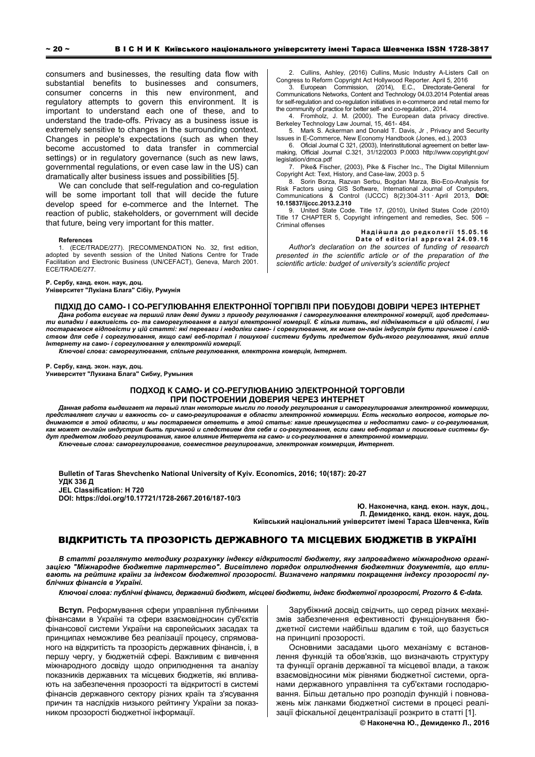consumers and businesses, the resulting data flow with substantial benefits to businesses and consumers, consumer concerns in this new environment, and regulatory attempts to govern this environment. It is important to understand each one of these, and to understand the trade-offs. Privacy as a business issue is extremely sensitive to changes in the surrounding context. Changes in people's expectations (such as when they become accustomed to data transfer in commercial settings) or in regulatory governance (such as new laws, governmental regulations, or even case law in the US) can dramatically alter business issues and possibilities [5].

We can conclude that self-regulation and co-regulation will be some important toll that will decide the future develop speed for e-commerce and the Internet. The reaction of public, stakeholders, or government will decide that future, being very important for this matter.

**References**

1. (ECE/TRADE/277). [RECOMMENDATION No. 32, first edition, adopted by seventh session of the United Nations Centre for Trade Facilitation and Electronic Business (UN/CEFACT), Geneva, March 2001. ECE/TRADE/277.
2. Cullins, Ashley, (2016) Cullins, Music Industry A-Listers Call on Congress to Reform Copyright Act Hollywood Reporter. April 5, 2016
3. European Commission, (2014), E.C., Directorate-General for Communications Networks, Content and Technology 04.03.2014 Potential areas for self-regulation and co-regulation initiatives in e-commerce and retail memo for the community of practice for better self- and co-regulation., 2014.
4. Fromholz, J. M. (2000). The European data privacy directive. Berkeley Technology Law Journal, 15, 461- 484.
5. Mark S. Ackerman and Donald T. Davis, Jr , Privacy and Security Issues in E-Commerce, New Economy Handbook (Jones, ed.), 2003
6. Oficial Journal C 321, (2003), Interinstitutional agreement on better law-making, Official Journal C.321, 31/12/2003 P.0003 http://www.copyright.gov/legislation/dmca.pdf
7. Pike& Fischer, (2003), Pike & Fischer Inc., The Digital Millennium Copyright Act: Text, History, and Case-law, 2003 p. 5
8. Sorin Borza, Razvan Serbu, Bogdan Marza, Bio-Eco-Analysis for Risk Factors using GIS Software, International Journal of Computers, Communications & Control (IJCCC) 8(2):304-311 · April 2013, **DOI: 10.15837/ijccc.2013.2.310**
9. United State Code. Title 17, (2010), United States Code (2010) Title 17 CHAPTER 5, Copyright infringement and remedies, Sec. 506 – Criminal offenses

**Надійшла до редколегії 15.05.16**
**Date of editorial approval 24.09.16**

*Author's declaration on the sources of funding of research presented in the scientific article or of the preparation of the scientific article: budget of university's scientific project*

**Р. Сербу, канд. екон. наук, доц.**
**Університет "Лукіана Блага" Сібіу, Румунія**

### ПІДХІД ДО САМО- І СО-РЕГУЛЮВАННЯ ЕЛЕКТРОННОЇ ТОРГІВЛІ ПРИ ПОБУДОВІ ДОВІРИ ЧЕРЕЗ ІНТЕРНЕТ

***Дана робота висуває на перший план деякі думки з приводу регулювання і саморегулювання електронної комерції, щоб представити випадки і важливість со- та саморегулювання в галузі електронної комерції. Є кілька питань, які піднімаються в цій області, і ми постараємося відповісти у цій статті: які переваги і недоліки само- і сорегулювання, як може он-лайн індустрія бути причиною і слідством для себе і сорегулювання, якщо самі веб-портал і пошукові системи будуть предметом будь-якого регулювання, який вплив Інтернету на само- і сорегулювання у електронній комерції.***

***Ключові слова: саморегулювання, спільне регулювання, електронна комерція, Інтернет.***

**Р. Сербу, канд. экон. наук, доц.**
**Университет "Лукиана Блага" Сибиу, Румыния**

### ПОДХОД К САМО- И СО-РЕГУЛЮВАНИЮ ЭЛЕКТРОННОЙ ТОРГОВЛИ ПРИ ПОСТРОЕНИИ ДОВЕРИЯ ЧЕРЕЗ ИНТЕРНЕТ

***Данная работа выдвигает на первый план некоторые мысли по поводу регулирования и саморегулирования электронной коммерции, представляет случаи и важность со- и само-регулирования в области электронной коммерции. Есть несколько вопросов, которые поднимаются в этой области, и мы постараемся ответить в этой статье: какие преимущества и недостатки само- и со-регулювания, как может он-лайн индустрия быть причиной и следствием для себя и со-регулювання, если сами веб-портал и поисковые системы будут предметом любого регулирования, какое влияние Интернета на само- и со-регулювання в электронной коммерции.***

***Ключевые слова: саморегулирование, совместное регулирование, электронная коммерция, Интернет.***

**Bulletin of Taras Shevchenko National University of Kyiv. Economics, 2016; 10(187): 20-27**
**УДК 336 Д**
**JEL Classification: H 720**
**DOI: https://doi.org/10.17721/1728-2667.2016/187-10/3**

**Ю. Наконечна, канд. екон. наук, доц.,**
**Л. Демиденко, канд. екон. наук, доц.**
**Київський національний університет імені Тараса Шевченка, Київ**

## ВІДКРИТІСТЬ ТА ПРОЗОРІСТЬ ДЕРЖАВНОГО ТА МІСЦЕВИХ БЮДЖЕТІВ В УКРАЇНІ

***В статті розглянуто методику розрахунку індексу відкритості бюджету, яку запроваджено міжнародною організацією "Міжнародне бюджетне партнерство". Висвітлено порядок оприлюднення бюджетних документів, що впливають на рейтинг країни за індексом бюджетної прозорості. Визначено напрямки покращення індексу прозорості публічних фінансів в Україні.***

***Ключові слова: публічні фінанси, державний бюджет, місцеві бюджети, індекс бюджетної прозорості, Prozorro & Є-data.***

**Вступ.** Реформування сфери управління публічними фінансами в Україні та сфери взаємовідносин суб'єктів фінансової системи України на європейських засадах та принципах неможливе без реалізації процесу, спрямованого на відкритість та прозорість державних фінансів, і, в першу чергу, у бюджетній сфері. Важливим є вивчення міжнародного досвіду щодо оприлюднення та аналізу показників державних та місцевих бюджетів, які впливають на забезпечення прозорості та відкритості в системі фінансів державного сектору різних країн та з'ясування причин та наслідків низького рейтингу України за показником прозорості бюджетної інформації.

Зарубіжний досвід свідчить, що серед різних механізмів забезпечення ефективності функціонування бюджетної системи найбільш вдалим є той, що базується на принципі прозорості.

Основними засадами цього механізму є встановлення функцій та обов'язків, що визначають структуру та функції органів державної та місцевої влади, а також взаємовідносини між рівнями бюджетної системи, органами державного управління та суб'єктами господарювання. Більш детально про розподіл функцій і повноважень між ланками бюджетної системи в процесі реалізації фіскальної децентралізації розкрито в статті [1].

**© Наконечна Ю., Демиденко Л., 2016**